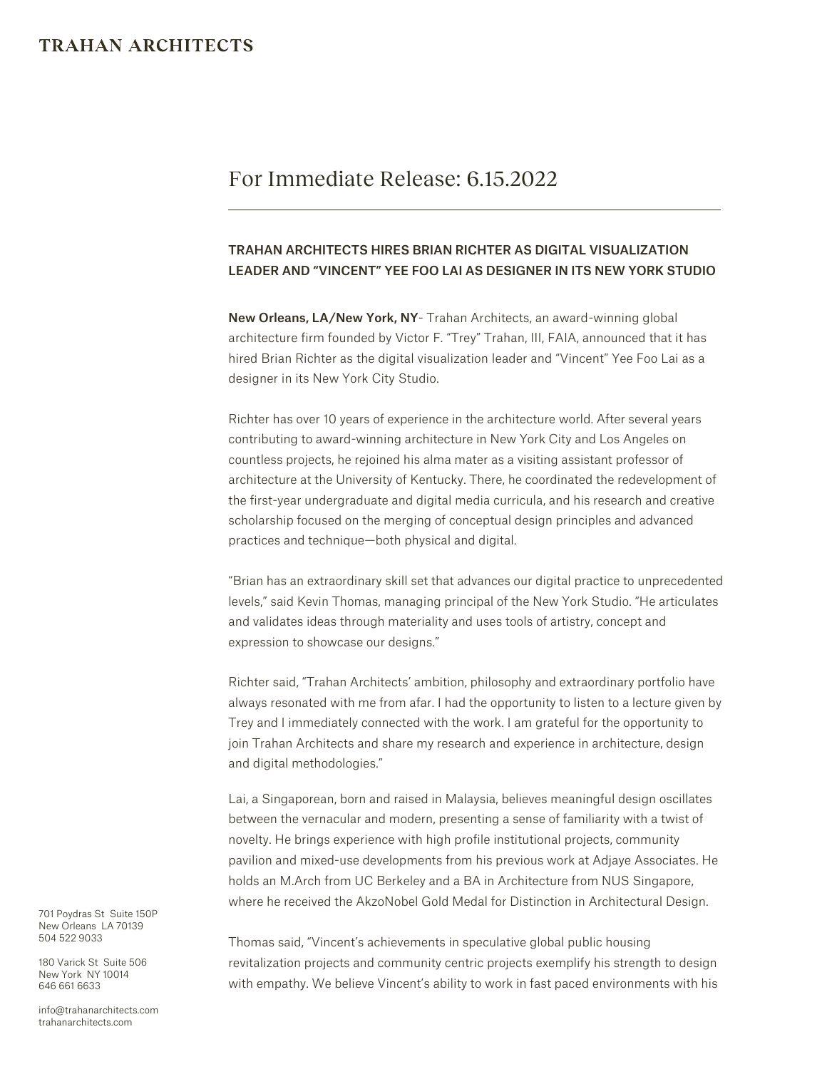# TRAHAN ARCHITECTS

## For Immediate Release: 6.15.2022

---

### TRAHAN ARCHITECTS HIRES BRIAN RICHTER AS DIGITAL VISUALIZATION LEADER AND "VINCENT" YEE FOO LAI AS DESIGNER IN ITS NEW YORK STUDIO

**New Orleans, LA/New York, NY**- Trahan Architects, an award-winning global architecture firm founded by Victor F. "Trey" Trahan, III, FAIA, announced that it has hired Brian Richter as the digital visualization leader and "Vincent" Yee Foo Lai as a designer in its New York City Studio.

Richter has over 10 years of experience in the architecture world. After several years contributing to award-winning architecture in New York City and Los Angeles on countless projects, he rejoined his alma mater as a visiting assistant professor of architecture at the University of Kentucky. There, he coordinated the redevelopment of the first-year undergraduate and digital media curricula, and his research and creative scholarship focused on the merging of conceptual design principles and advanced practices and technique—both physical and digital.

"Brian has an extraordinary skill set that advances our digital practice to unprecedented levels," said Kevin Thomas, managing principal of the New York Studio. "He articulates and validates ideas through materiality and uses tools of artistry, concept and expression to showcase our designs."

Richter said, "Trahan Architects' ambition, philosophy and extraordinary portfolio have always resonated with me from afar. I had the opportunity to listen to a lecture given by Trey and I immediately connected with the work. I am grateful for the opportunity to join Trahan Architects and share my research and experience in architecture, design and digital methodologies."

Lai, a Singaporean, born and raised in Malaysia, believes meaningful design oscillates between the vernacular and modern, presenting a sense of familiarity with a twist of novelty. He brings experience with high profile institutional projects, community pavilion and mixed-use developments from his previous work at Adjaye Associates. He holds an M.Arch from UC Berkeley and a BA in Architecture from NUS Singapore, where he received the AkzoNobel Gold Medal for Distinction in Architectural Design.

Thomas said, "Vincent's achievements in speculative global public housing revitalization projects and community centric projects exemplify his strength to design with empathy. We believe Vincent's ability to work in fast paced environments with his

701 Poydras St Suite 150P
New Orleans LA 70139
504 522 9033

180 Varick St Suite 506
New York NY 10014
646 661 6633

info@trahanarchitects.com
trahanarchitects.com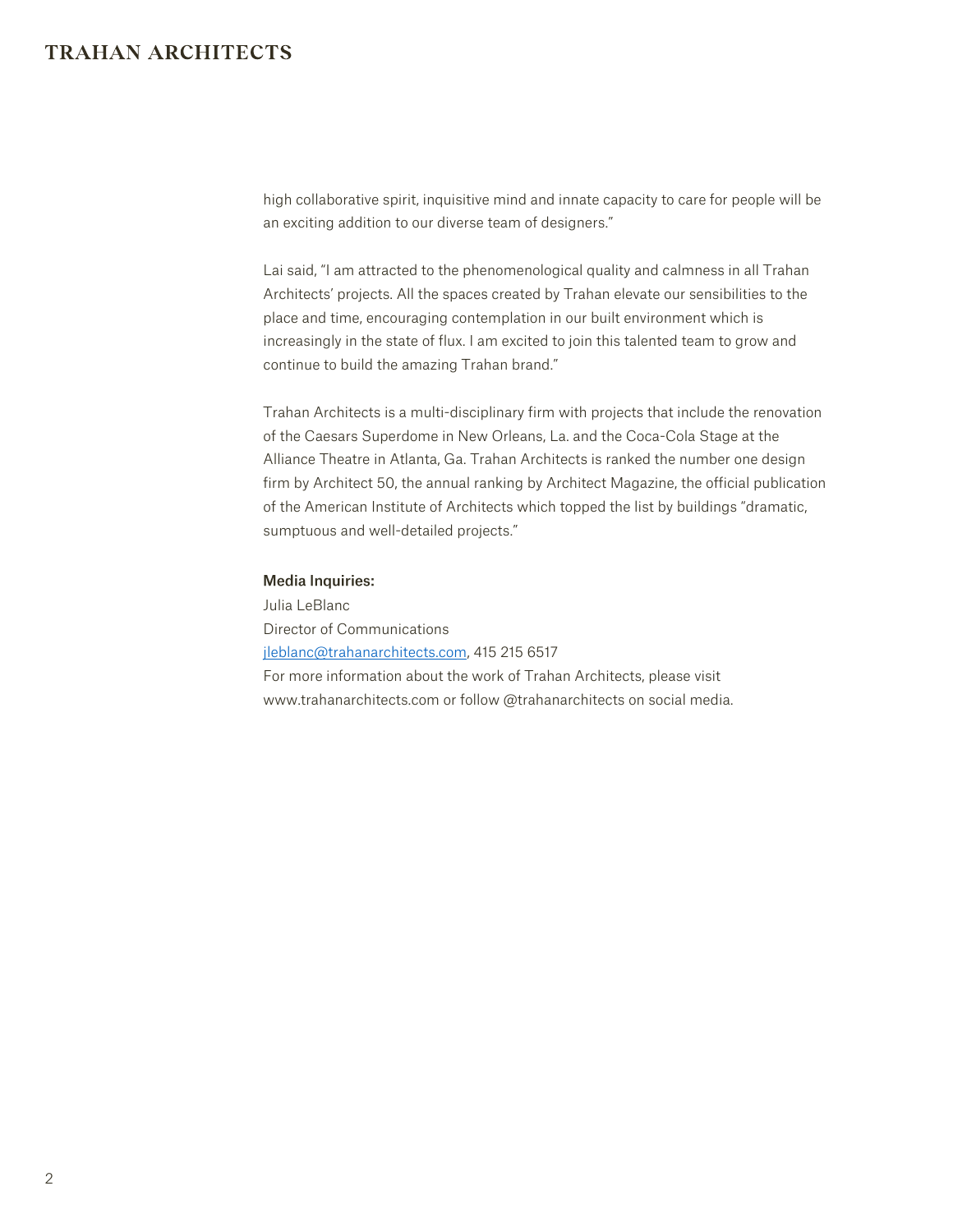high collaborative spirit, inquisitive mind and innate capacity to care for people will be an exciting addition to our diverse team of designers."

Lai said, "I am attracted to the phenomenological quality and calmness in all Trahan Architects' projects. All the spaces created by Trahan elevate our sensibilities to the place and time, encouraging contemplation in our built environment which is increasingly in the state of flux. I am excited to join this talented team to grow and continue to build the amazing Trahan brand."

Trahan Architects is a multi-disciplinary firm with projects that include the renovation of the Caesars Superdome in New Orleans, La. and the Coca-Cola Stage at the Alliance Theatre in Atlanta, Ga. Trahan Architects is ranked the number one design firm by Architect 50, the annual ranking by Architect Magazine, the official publication of the American Institute of Architects which topped the list by buildings "dramatic, sumptuous and well-detailed projects."

**Media Inquiries:**
Julia LeBlanc
Director of Communications
jleblanc@trahanarchitects.com, 415 215 6517
For more information about the work of Trahan Architects, please visit www.trahanarchitects.com or follow @trahanarchitects on social media.